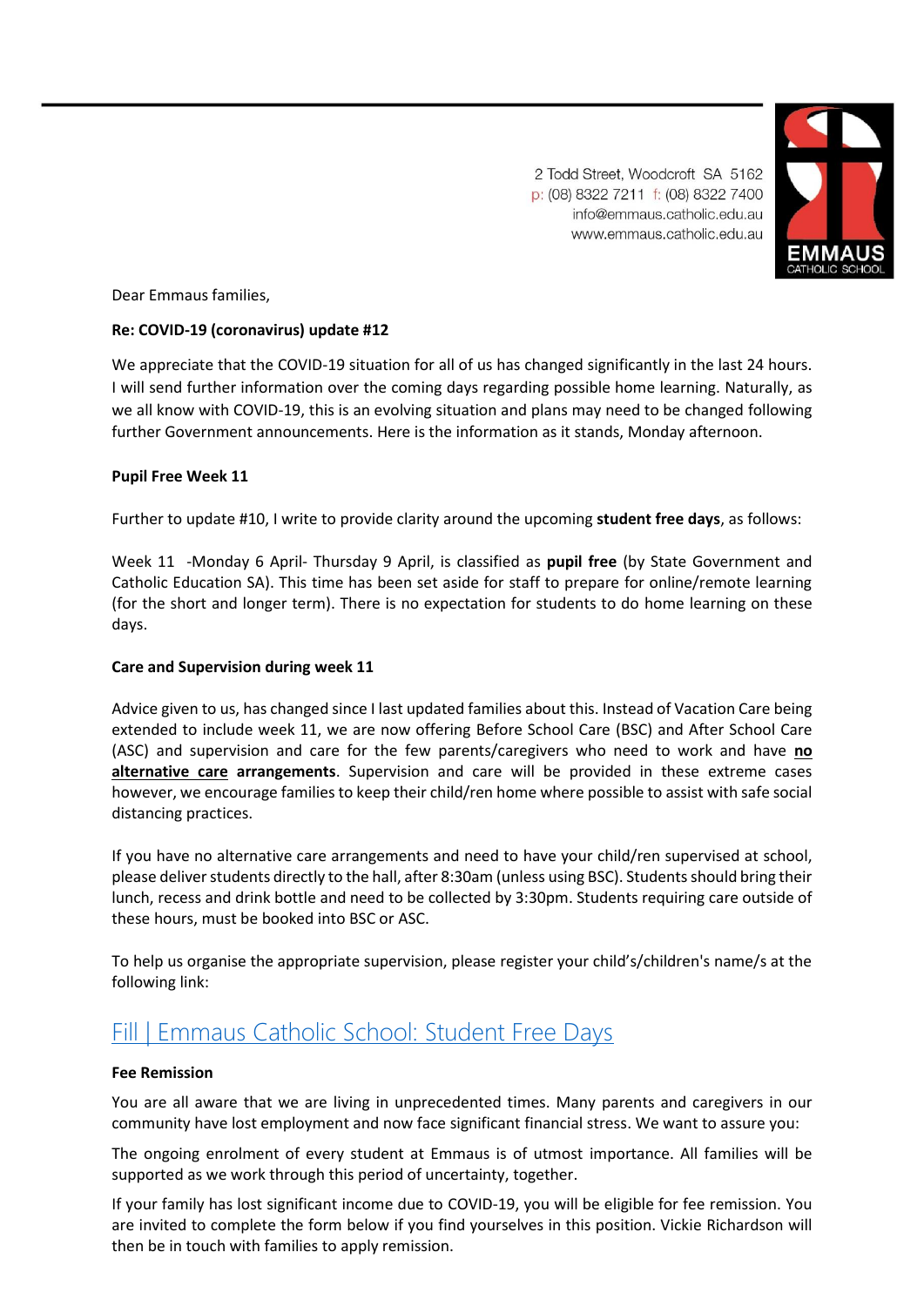2 Todd Street, Woodcroft SA 5162
p: (08) 8322 7211 f: (08) 8322 7400
info@emmaus.catholic.edu.au
www.emmaus.catholic.edu.au

EMMAUS
CATHOLIC SCHOOL

Dear Emmaus families,

**Re: COVID-19 (coronavirus) update #12**

We appreciate that the COVID-19 situation for all of us has changed significantly in the last 24 hours. I will send further information over the coming days regarding possible home learning. Naturally, as we all know with COVID-19, this is an evolving situation and plans may need to be changed following further Government announcements. Here is the information as it stands, Monday afternoon.

**Pupil Free Week 11**

Further to update #10, I write to provide clarity around the upcoming **student free days**, as follows:

Week 11 -Monday 6 April- Thursday 9 April, is classified as **pupil free** (by State Government and Catholic Education SA). This time has been set aside for staff to prepare for online/remote learning (for the short and longer term). There is no expectation for students to do home learning on these days.

**Care and Supervision during week 11**

Advice given to us, has changed since I last updated families about this. Instead of Vacation Care being extended to include week 11, we are now offering Before School Care (BSC) and After School Care (ASC) and supervision and care for the few parents/caregivers who need to work and have **<u>no alternative care</u> arrangements**. Supervision and care will be provided in these extreme cases however, we encourage families to keep their child/ren home where possible to assist with safe social distancing practices.

If you have no alternative care arrangements and need to have your child/ren supervised at school, please deliver students directly to the hall, after 8:30am (unless using BSC). Students should bring their lunch, recess and drink bottle and need to be collected by 3:30pm. Students requiring care outside of these hours, must be booked into BSC or ASC.

To help us organise the appropriate supervision, please register your child's/children's name/s at the following link:

## Fill | Emmaus Catholic School: Student Free Days

**Fee Remission**

You are all aware that we are living in unprecedented times. Many parents and caregivers in our community have lost employment and now face significant financial stress. We want to assure you:

The ongoing enrolment of every student at Emmaus is of utmost importance. All families will be supported as we work through this period of uncertainty, together.

If your family has lost significant income due to COVID-19, you will be eligible for fee remission. You are invited to complete the form below if you find yourselves in this position. Vickie Richardson will then be in touch with families to apply remission.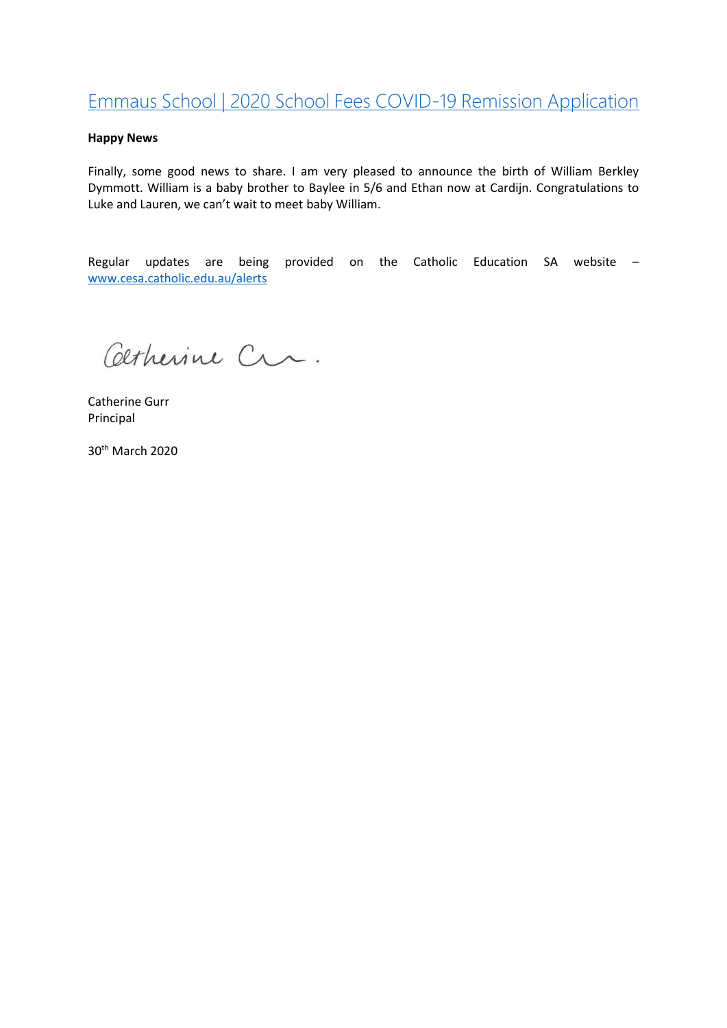[Emmaus School | 2020 School Fees COVID-19 Remission Application](#)

**Happy News**

Finally, some good news to share. I am very pleased to announce the birth of William Berkley Dymmott. William is a baby brother to Baylee in 5/6 and Ethan now at Cardijn. Congratulations to Luke and Lauren, we can't wait to meet baby William.

Regular updates are being provided on the Catholic Education SA website – [www.cesa.catholic.edu.au/alerts](http://www.cesa.catholic.edu.au/alerts)

Catherine Gurr
Principal

30th March 2020